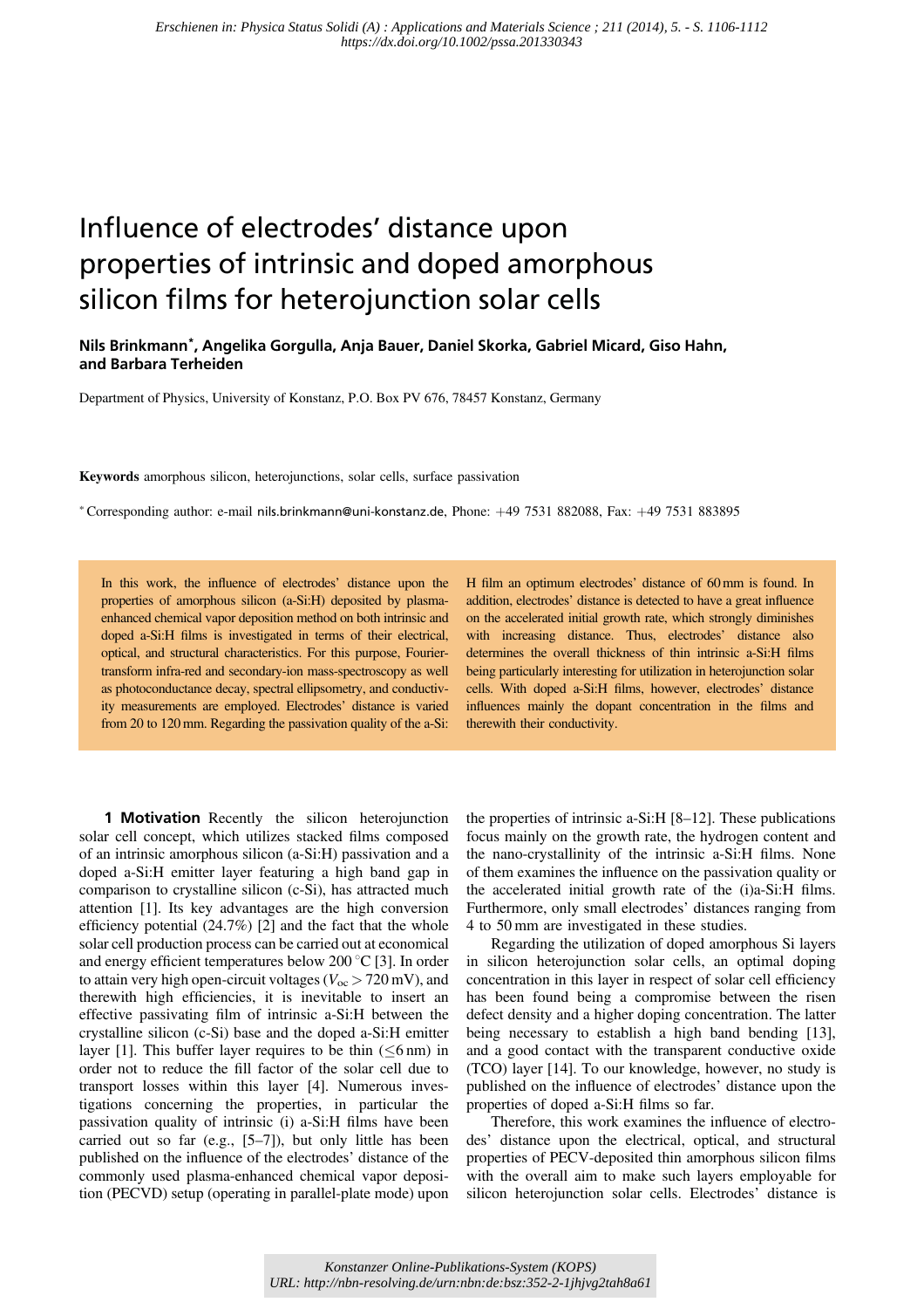Erschienen in: Physica Status Solidi (A) : Applications and Materials Science ; 211 (2014), 5. - S. 1106-1112
https://dx.doi.org/10.1002/pssa.201330343

# Influence of electrodes' distance upon properties of intrinsic and doped amorphous silicon films for heterojunction solar cells

**Nils Brinkmann[*], Angelika Gorgulla, Anja Bauer, Daniel Skorka, Gabriel Micard, Giso Hahn, and Barbara Terheiden**

Department of Physics, University of Konstanz, P.O. Box PV 676, 78457 Konstanz, Germany

**Keywords** amorphous silicon, heterojunctions, solar cells, surface passivation

[*] Corresponding author: e-mail nils.brinkmann@uni-konstanz.de, Phone: +49 7531 882088, Fax: +49 7531 883895

In this work, the influence of electrodes' distance upon the properties of amorphous silicon (a-Si:H) deposited by plasma-enhanced chemical vapor deposition method on both intrinsic and doped a-Si:H films is investigated in terms of their electrical, optical, and structural characteristics. For this purpose, Fourier-transform infra-red and secondary-ion mass-spectroscopy as well as photoconductance decay, spectral ellipsometry, and conductivity measurements are employed. Electrodes' distance is varied from 20 to 120 mm. Regarding the passivation quality of the a-Si:H film an optimum electrodes' distance of 60 mm is found. In addition, electrodes' distance is detected to have a great influence on the accelerated initial growth rate, which strongly diminishes with increasing distance. Thus, electrodes' distance also determines the overall thickness of thin intrinsic a-Si:H films being particularly interesting for utilization in heterojunction solar cells. With doped a-Si:H films, however, electrodes' distance influences mainly the dopant concentration in the films and therewith their conductivity.

**1 Motivation** Recently the silicon heterojunction solar cell concept, which utilizes stacked films composed of an intrinsic amorphous silicon (a-Si:H) passivation and a doped a-Si:H emitter layer featuring a high band gap in comparison to crystalline silicon (c-Si), has attracted much attention [1]. Its key advantages are the high conversion efficiency potential (24.7%) [2] and the fact that the whole solar cell production process can be carried out at economical and energy efficient temperatures below 200 °C [3]. In order to attain very high open-circuit voltages ($V_{oc} > 720$ mV), and therewith high efficiencies, it is inevitable to insert an effective passivating film of intrinsic a-Si:H between the crystalline silicon (c-Si) base and the doped a-Si:H emitter layer [1]. This buffer layer requires to be thin ($\leq 6$ nm) in order not to reduce the fill factor of the solar cell due to transport losses within this layer [4]. Numerous investigations concerning the properties, in particular the passivation quality of intrinsic (i) a-Si:H films have been carried out so far (e.g., [5–7]), but only little has been published on the influence of the electrodes' distance of the commonly used plasma-enhanced chemical vapor deposition (PECVD) setup (operating in parallel-plate mode) upon the properties of intrinsic a-Si:H [8–12]. These publications focus mainly on the growth rate, the hydrogen content and the nano-crystallinity of the intrinsic a-Si:H films. None of them examines the influence on the passivation quality or the accelerated initial growth rate of the (i)a-Si:H films. Furthermore, only small electrodes' distances ranging from 4 to 50 mm are investigated in these studies.

Regarding the utilization of doped amorphous Si layers in silicon heterojunction solar cells, an optimal doping concentration in this layer in respect of solar cell efficiency has been found being a compromise between the risen defect density and a higher doping concentration. The latter being necessary to establish a high band bending [13], and a good contact with the transparent conductive oxide (TCO) layer [14]. To our knowledge, however, no study is published on the influence of electrodes' distance upon the properties of doped a-Si:H films so far.

Therefore, this work examines the influence of electrodes' distance upon the electrical, optical, and structural properties of PECV-deposited thin amorphous silicon films with the overall aim to make such layers employable for silicon heterojunction solar cells. Electrodes' distance is

Konstanzer Online-Publikations-System (KOPS)
URL: http://nbn-resolving.de/urn:nbn:de:bsz:352-2-1jhjvg2tah8a61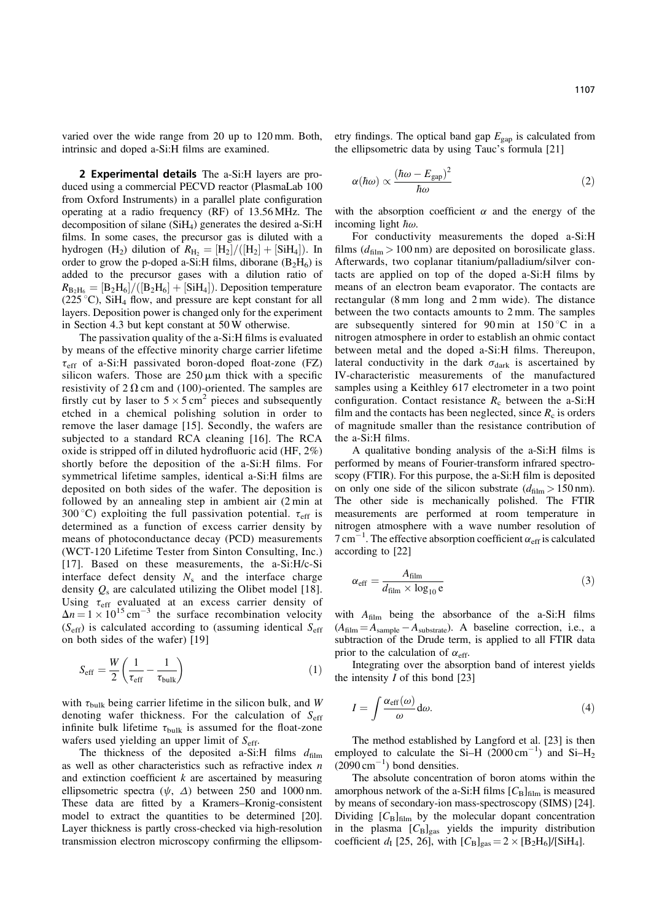varied over the wide range from 20 up to 120 mm. Both, intrinsic and doped a-Si:H films are examined.

## 2 Experimental details

The a-Si:H layers are produced using a commercial PECVD reactor (PlasmaLab 100 from Oxford Instruments) in a parallel plate configuration operating at a radio frequency (RF) of 13.56 MHz. The decomposition of silane ($SiH_4$) generates the desired a-Si:H films. In some cases, the precursor gas is diluted with a hydrogen ($H_2$) dilution of $R_{H_2} = [H_2]/([H_2] + [SiH_4])$. In order to grow the p-doped a-Si:H films, diborane ($B_2H_6$) is added to the precursor gases with a dilution ratio of $R_{B_2H_6} = [B_2H_6]/([B_2H_6] + [SiH_4])$. Deposition temperature (225 °C), $SiH_4$ flow, and pressure are kept constant for all layers. Deposition power is changed only for the experiment in Section 4.3 but kept constant at 50 W otherwise.

The passivation quality of the a-Si:H films is evaluated by means of the effective minority charge carrier lifetime $\tau_{eff}$ of a-Si:H passivated boron-doped float-zone (FZ) silicon wafers. Those are 250 μm thick with a specific resistivity of 2 Ω cm and (100)-oriented. The samples are firstly cut by laser to $5 \times 5\,\text{cm}^2$ pieces and subsequently etched in a chemical polishing solution in order to remove the laser damage [15]. Secondly, the wafers are subjected to a standard RCA cleaning [16]. The RCA oxide is stripped off in diluted hydrofluoric acid (HF, 2%) shortly before the deposition of the a-Si:H films. For symmetrical lifetime samples, identical a-Si:H films are deposited on both sides of the wafer. The deposition is followed by an annealing step in ambient air (2 min at 300 °C) exploiting the full passivation potential. $\tau_{eff}$ is determined as a function of excess carrier density by means of photoconductance decay (PCD) measurements (WCT-120 Lifetime Tester from Sinton Consulting, Inc.) [17]. Based on these measurements, the a-Si:H/c-Si interface defect density $N_s$ and the interface charge density $Q_s$ are calculated utilizing the Olibet model [18]. Using $\tau_{eff}$ evaluated at an excess carrier density of $\Delta n = 1 \times 10^{15}\,\text{cm}^{-3}$ the surface recombination velocity ($S_{eff}$) is calculated according to (assuming identical $S_{eff}$ on both sides of the wafer) [19]

$$S_{eff} = \frac{W}{2}\left(\frac{1}{\tau_{eff}} - \frac{1}{\tau_{bulk}}\right) \tag{1}$$

with $\tau_{bulk}$ being carrier lifetime in the silicon bulk, and $W$ denoting wafer thickness. For the calculation of $S_{eff}$ infinite bulk lifetime $\tau_{bulk}$ is assumed for the float-zone wafers used yielding an upper limit of $S_{eff}$.

The thickness of the deposited a-Si:H films $d_{film}$ as well as other characteristics such as refractive index $n$ and extinction coefficient $k$ are ascertained by measuring ellipsometric spectra ($\psi$, $\Delta$) between 250 and 1000 nm. These data are fitted by a Kramers–Kronig-consistent model to extract the quantities to be determined [20]. Layer thickness is partly cross-checked via high-resolution transmission electron microscopy confirming the ellipsometry findings. The optical band gap $E_{gap}$ is calculated from the ellipsometric data by using Tauc's formula [21]

$$\alpha(\hbar\omega) \propto \frac{(\hbar\omega - E_{gap})^2}{\hbar\omega} \tag{2}$$

with the absorption coefficient $\alpha$ and the energy of the incoming light $\hbar\omega$.

For conductivity measurements the doped a-Si:H films ($d_{film} > 100\,\text{nm}$) are deposited on borosilicate glass. Afterwards, two coplanar titanium/palladium/silver contacts are applied on top of the doped a-Si:H films by means of an electron beam evaporator. The contacts are rectangular (8 mm long and 2 mm wide). The distance between the two contacts amounts to 2 mm. The samples are subsequently sintered for 90 min at 150 °C in a nitrogen atmosphere in order to establish an ohmic contact between metal and the doped a-Si:H films. Thereupon, lateral conductivity in the dark $\sigma_{dark}$ is ascertained by IV-characteristic measurements of the manufactured samples using a Keithley 617 electrometer in a two point configuration. Contact resistance $R_c$ between the a-Si:H film and the contacts has been neglected, since $R_c$ is orders of magnitude smaller than the resistance contribution of the a-Si:H films.

A qualitative bonding analysis of the a-Si:H films is performed by means of Fourier-transform infrared spectroscopy (FTIR). For this purpose, the a-Si:H film is deposited on only one side of the silicon substrate ($d_{film} > 150\,\text{nm}$). The other side is mechanically polished. The FTIR measurements are performed at room temperature in nitrogen atmosphere with a wave number resolution of $7\,\text{cm}^{-1}$. The effective absorption coefficient $\alpha_{eff}$ is calculated according to [22]

$$\alpha_{eff} = \frac{A_{film}}{d_{film} \times \log_{10} e} \tag{3}$$

with $A_{film}$ being the absorbance of the a-Si:H films ($A_{film} = A_{sample} - A_{substrate}$). A baseline correction, i.e., a subtraction of the Drude term, is applied to all FTIR data prior to the calculation of $\alpha_{eff}$.

Integrating over the absorption band of interest yields the intensity $I$ of this bond [23]

$$I = \int \frac{\alpha_{eff}(\omega)}{\omega}\,\text{d}\omega. \tag{4}$$

The method established by Langford et al. [23] is then employed to calculate the Si–H ($2000\,\text{cm}^{-1}$) and Si–$H_2$ ($2090\,\text{cm}^{-1}$) bond densities.

The absolute concentration of boron atoms within the amorphous network of the a-Si:H films $[C_B]_{film}$ is measured by means of secondary-ion mass-spectroscopy (SIMS) [24]. Dividing $[C_B]_{film}$ by the molecular dopant concentration in the plasma $[C_B]_{gas}$ yields the impurity distribution coefficient $d_I$ [25, 26], with $[C_B]_{gas} = 2 \times [B_2H_6]/[SiH_4]$.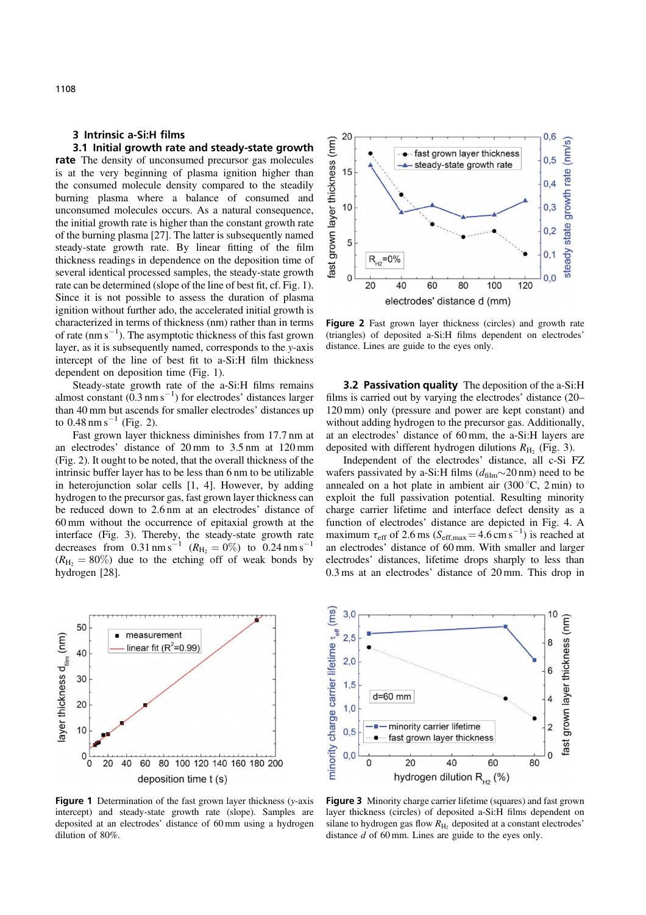## 3 Intrinsic a-Si:H films

**3.1 Initial growth rate and steady-state growth rate** The density of unconsumed precursor gas molecules is at the very beginning of plasma ignition higher than the consumed molecule density compared to the steadily burning plasma where a balance of consumed and unconsumed molecules occurs. As a natural consequence, the initial growth rate is higher than the constant growth rate of the burning plasma [27]. The latter is subsequently named steady-state growth rate. By linear fitting of the film thickness readings in dependence on the deposition time of several identical processed samples, the steady-state growth rate can be determined (slope of the line of best fit, cf. Fig. 1). Since it is not possible to assess the duration of plasma ignition without further ado, the accelerated initial growth is characterized in terms of thickness (nm) rather than in terms of rate ($\mathrm{nm\,s^{-1}}$). The asymptotic thickness of this fast grown layer, as it is subsequently named, corresponds to the $y$-axis intercept of the line of best fit to a-Si:H film thickness dependent on deposition time (Fig. 1).

Steady-state growth rate of the a-Si:H films remains almost constant ($0.3\,\mathrm{nm\,s^{-1}}$) for electrodes' distances larger than 40 mm but ascends for smaller electrodes' distances up to $0.48\,\mathrm{nm\,s^{-1}}$ (Fig. 2).

Fast grown layer thickness diminishes from 17.7 nm at an electrodes' distance of 20 mm to 3.5 nm at 120 mm (Fig. 2). It ought to be noted, that the overall thickness of the intrinsic buffer layer has to be less than 6 nm to be utilizable in heterojunction solar cells [1, 4]. However, by adding hydrogen to the precursor gas, fast grown layer thickness can be reduced down to 2.6 nm at an electrodes' distance of 60 mm without the occurrence of epitaxial growth at the interface (Fig. 3). Thereby, the steady-state growth rate decreases from $0.31\,\mathrm{nm\,s^{-1}}$ ($R_{\mathrm{H_2}} = 0\%$) to $0.24\,\mathrm{nm\,s^{-1}}$ ($R_{\mathrm{H_2}} = 80\%$) due to the etching off of weak bonds by hydrogen [28].

**Figure 2** Fast grown layer thickness (circles) and growth rate (triangles) of deposited a-Si:H films dependent on electrodes' distance. Lines are guide to the eyes only.

**3.2 Passivation quality** The deposition of the a-Si:H films is carried out by varying the electrodes' distance (20–120 mm) only (pressure and power are kept constant) and without adding hydrogen to the precursor gas. Additionally, at an electrodes' distance of 60 mm, the a-Si:H layers are deposited with different hydrogen dilutions $R_{\mathrm{H_2}}$ (Fig. 3).

Independent of the electrodes' distance, all c-Si FZ wafers passivated by a-Si:H films ($d_{\mathrm{film}} \sim 20\,\mathrm{nm}$) need to be annealed on a hot plate in ambient air (300 °C, 2 min) to exploit the full passivation potential. Resulting minority charge carrier lifetime and interface defect density as a function of electrodes' distance are depicted in Fig. 4. A maximum $\tau_{\mathrm{eff}}$ of 2.6 ms ($S_{\mathrm{eff,max}} = 4.6\,\mathrm{cm\,s^{-1}}$) is reached at an electrodes' distance of 60 mm. With smaller and larger electrodes' distances, lifetime drops sharply to less than 0.3 ms at an electrodes' distance of 20 mm. This drop in

**Figure 1** Determination of the fast grown layer thickness ($y$-axis intercept) and steady-state growth rate (slope). Samples are deposited at an electrodes' distance of 60 mm using a hydrogen dilution of 80%.

**Figure 3** Minority charge carrier lifetime (squares) and fast grown layer thickness (circles) of deposited a-Si:H films dependent on silane to hydrogen gas flow $R_{\mathrm{H_2}}$ deposited at a constant electrodes' distance $d$ of 60 mm. Lines are guide to the eyes only.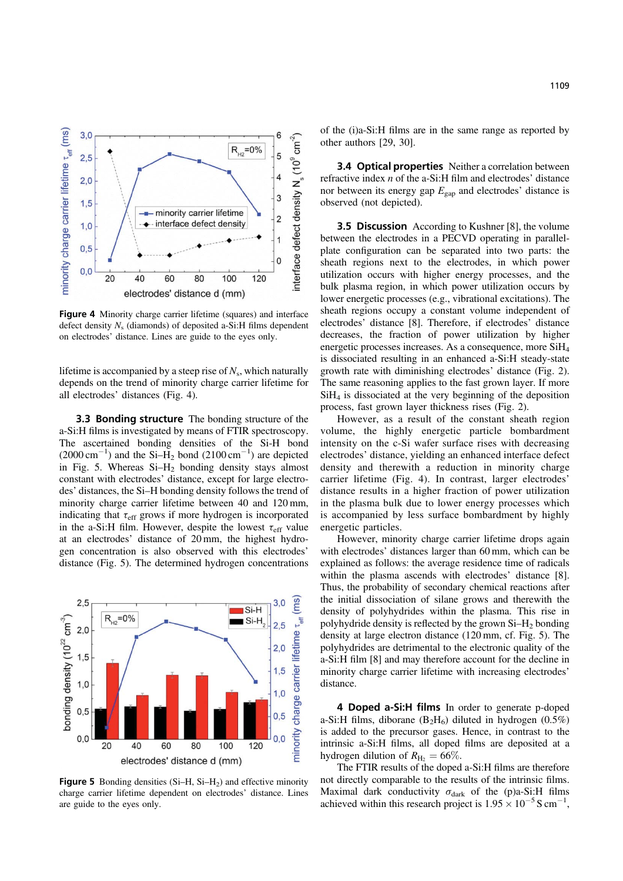Figure 4 Minority charge carrier lifetime (squares) and interface defect density $N_s$ (diamonds) of deposited a-Si:H films dependent on electrodes' distance. Lines are guide to the eyes only.

lifetime is accompanied by a steep rise of $N_s$, which naturally depends on the trend of minority charge carrier lifetime for all electrodes' distances (Fig. 4).

**3.3 Bonding structure** The bonding structure of the a-Si:H films is investigated by means of FTIR spectroscopy. The ascertained bonding densities of the Si-H bond (2000 $cm^{-1}$) and the Si–$H_2$ bond (2100 $cm^{-1}$) are depicted in Fig. 5. Whereas Si–$H_2$ bonding density stays almost constant with electrodes' distance, except for large electrodes' distances, the Si–H bonding density follows the trend of minority charge carrier lifetime between 40 and 120 mm, indicating that $\tau_{eff}$ grows if more hydrogen is incorporated in the a-Si:H film. However, despite the lowest $\tau_{eff}$ value at an electrodes' distance of 20 mm, the highest hydrogen concentration is also observed with this electrodes' distance (Fig. 5). The determined hydrogen concentrations

Figure 5 Bonding densities (Si–H, Si–$H_2$) and effective minority charge carrier lifetime dependent on electrodes' distance. Lines are guide to the eyes only.

of the (i)a-Si:H films are in the same range as reported by other authors [29, 30].

**3.4 Optical properties** Neither a correlation between refractive index $n$ of the a-Si:H film and electrodes' distance nor between its energy gap $E_{gap}$ and electrodes' distance is observed (not depicted).

**3.5 Discussion** According to Kushner [8], the volume between the electrodes in a PECVD operating in parallel-plate configuration can be separated into two parts: the sheath regions next to the electrodes, in which power utilization occurs with higher energy processes, and the bulk plasma region, in which power utilization occurs by lower energetic processes (e.g., vibrational excitations). The sheath regions occupy a constant volume independent of electrodes' distance [8]. Therefore, if electrodes' distance decreases, the fraction of power utilization by higher energetic processes increases. As a consequence, more $SiH_4$ is dissociated resulting in an enhanced a-Si:H steady-state growth rate with diminishing electrodes' distance (Fig. 2). The same reasoning applies to the fast grown layer. If more $SiH_4$ is dissociated at the very beginning of the deposition process, fast grown layer thickness rises (Fig. 2).

However, as a result of the constant sheath region volume, the highly energetic particle bombardment intensity on the c-Si wafer surface rises with decreasing electrodes' distance, yielding an enhanced interface defect density and therewith a reduction in minority charge carrier lifetime (Fig. 4). In contrast, larger electrodes' distance results in a higher fraction of power utilization in the plasma bulk due to lower energy processes which is accompanied by less surface bombardment by highly energetic particles.

However, minority charge carrier lifetime drops again with electrodes' distances larger than 60 mm, which can be explained as follows: the average residence time of radicals within the plasma ascends with electrodes' distance [8]. Thus, the probability of secondary chemical reactions after the initial dissociation of silane grows and therewith the density of polyhydrides within the plasma. This rise in polyhydride density is reflected by the grown Si–$H_2$ bonding density at large electron distance (120 mm, cf. Fig. 5). The polyhydrides are detrimental to the electronic quality of the a-Si:H film [8] and may therefore account for the decline in minority charge carrier lifetime with increasing electrodes' distance.

**4 Doped a-Si:H films** In order to generate p-doped a-Si:H films, diborane ($B_2H_6$) diluted in hydrogen (0.5%) is added to the precursor gases. Hence, in contrast to the intrinsic a-Si:H films, all doped films are deposited at a hydrogen dilution of $R_{H_2} = 66\%$.

The FTIR results of the doped a-Si:H films are therefore not directly comparable to the results of the intrinsic films. Maximal dark conductivity $\sigma_{dark}$ of the (p)a-Si:H films achieved within this research project is $1.95 \times 10^{-5}$ S $cm^{-1}$,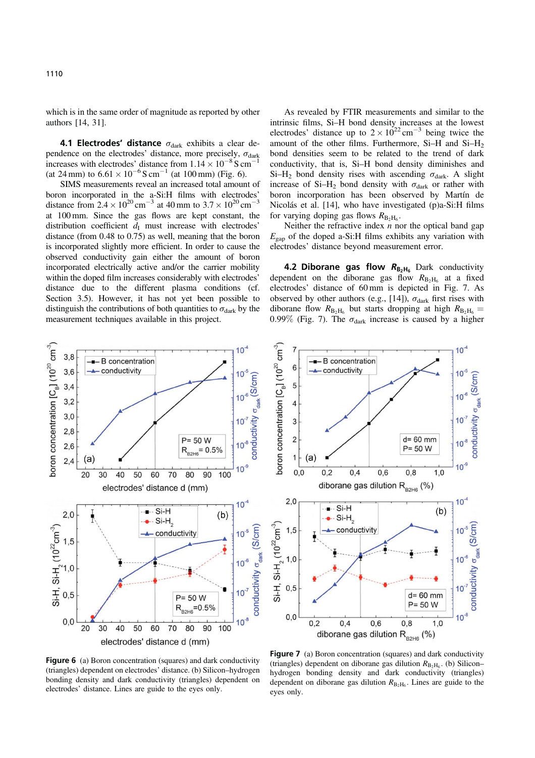which is in the same order of magnitude as reported by other authors [14, 31].

**4.1 Electrodes' distance** $\sigma_{dark}$ exhibits a clear dependence on the electrodes' distance, more precisely, $\sigma_{dark}$ increases with electrodes' distance from $1.14 \times 10^{-8}$ S cm$^{-1}$ (at 24 mm) to $6.61 \times 10^{-6}$ S cm$^{-1}$ (at 100 mm) (Fig. 6).

SIMS measurements reveal an increased total amount of boron incorporated in the a-Si:H films with electrodes' distance from $2.4 \times 10^{20}$ cm$^{-3}$ at 40 mm to $3.7 \times 10^{20}$ cm$^{-3}$ at 100 mm. Since the gas flows are kept constant, the distribution coefficient $d_I$ must increase with electrodes' distance (from 0.48 to 0.75) as well, meaning that the boron is incorporated slightly more efficient. In order to cause the observed conductivity gain either the amount of boron incorporated electrically active and/or the carrier mobility within the doped film increases considerably with electrodes' distance due to the different plasma conditions (cf. Section 3.5). However, it has not yet been possible to distinguish the contributions of both quantities to $\sigma_{dark}$ by the measurement techniques available in this project.

As revealed by FTIR measurements and similar to the intrinsic films, Si–H bond density increases at the lowest electrodes' distance up to $2 \times 10^{22}$ cm$^{-3}$ being twice the amount of the other films. Furthermore, Si–H and Si–$H_2$ bond densities seem to be related to the trend of dark conductivity, that is, Si–H bond density diminishes and Si–$H_2$ bond density rises with ascending $\sigma_{dark}$. A slight increase of Si–$H_2$ bond density with $\sigma_{dark}$ or rather with boron incorporation has been observed by Martín de Nicolás et al. [14], who have investigated (p)a-Si:H films for varying doping gas flows $R_{B_2H_6}$.

Neither the refractive index $n$ nor the optical band gap $E_{gap}$ of the doped a-Si:H films exhibits any variation with electrodes' distance beyond measurement error.

**4.2 Diborane gas flow $R_{B_2H_6}$** Dark conductivity dependent on the diborane gas flow $R_{B_2H_6}$ at a fixed electrodes' distance of 60 mm is depicted in Fig. 7. As observed by other authors (e.g., [14]), $\sigma_{dark}$ first rises with diborane flow $R_{B_2H_6}$ but starts dropping at high $R_{B_2H_6}$ = 0.99% (Fig. 7). The $\sigma_{dark}$ increase is caused by a higher

**Figure 6** (a) Boron concentration (squares) and dark conductivity (triangles) dependent on electrodes' distance. (b) Silicon–hydrogen bonding density and dark conductivity (triangles) dependent on electrodes' distance. Lines are guide to the eyes only.

**Figure 7** (a) Boron concentration (squares) and dark conductivity (triangles) dependent on diborane gas dilution $R_{B_2H_6}$. (b) Silicon–hydrogen bonding density and dark conductivity (triangles) dependent on diborane gas dilution $R_{B_2H_6}$. Lines are guide to the eyes only.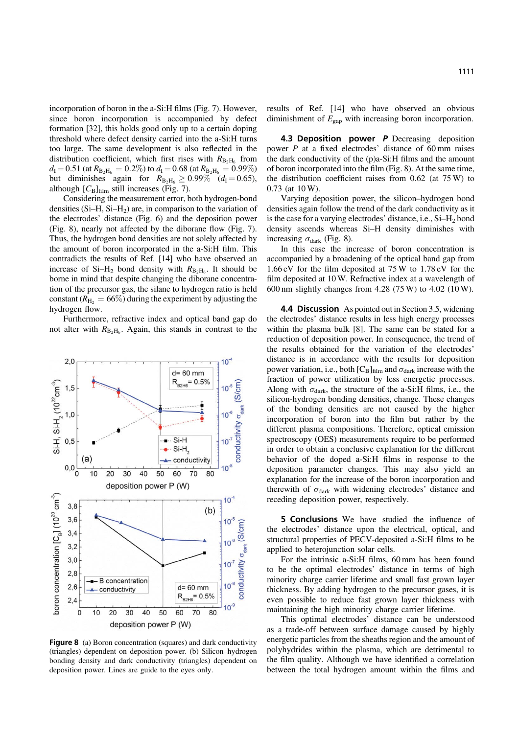incorporation of boron in the a-Si:H films (Fig. 7). However, since boron incorporation is accompanied by defect formation [32], this holds good only up to a certain doping threshold where defect density carried into the a-Si:H turns too large. The same development is also reflected in the distribution coefficient, which first rises with $R_{B_2H_6}$ from $d_I = 0.51$ (at $R_{B_2H_6} = 0.2\%$) to $d_I = 0.68$ (at $R_{B_2H_6} = 0.99\%$) but diminishes again for $R_{B_2H_6} \geq 0.99\%$ ($d_I = 0.65$), although $[C_B]_{film}$ still increases (Fig. 7).

Considering the measurement error, both hydrogen-bond densities (Si–H, Si–$H_2$) are, in comparison to the variation of the electrodes' distance (Fig. 6) and the deposition power (Fig. 8), nearly not affected by the diborane flow (Fig. 7). Thus, the hydrogen bond densities are not solely affected by the amount of boron incorporated in the a-Si:H film. This contradicts the results of Ref. [14] who have observed an increase of Si–$H_2$ bond density with $R_{B_2H_6}$. It should be borne in mind that despite changing the diborane concentration of the precursor gas, the silane to hydrogen ratio is held constant ($R_{H_2} = 66\%$) during the experiment by adjusting the hydrogen flow.

Furthermore, refractive index and optical band gap do not alter with $R_{B_2H_6}$. Again, this stands in contrast to the results of Ref. [14] who have observed an obvious diminishment of $E_{gap}$ with increasing boron incorporation.

**Figure 8** (a) Boron concentration (squares) and dark conductivity (triangles) dependent on deposition power. (b) Silicon–hydrogen bonding density and dark conductivity (triangles) dependent on deposition power. Lines are guide to the eyes only.

**4.3 Deposition power *P*** Decreasing deposition power $P$ at a fixed electrodes' distance of 60 mm raises the dark conductivity of the (p)a-Si:H films and the amount of boron incorporated into the film (Fig. 8). At the same time, the distribution coefficient raises from 0.62 (at 75 W) to 0.73 (at 10 W).

Varying deposition power, the silicon–hydrogen bond densities again follow the trend of the dark conductivity as it is the case for a varying electrodes' distance, i.e., Si–$H_2$ bond density ascends whereas Si–H density diminishes with increasing $\sigma_{dark}$ (Fig. 8).

In this case the increase of boron concentration is accompanied by a broadening of the optical band gap from 1.66 eV for the film deposited at 75 W to 1.78 eV for the film deposited at 10 W. Refractive index at a wavelength of 600 nm slightly changes from 4.28 (75 W) to 4.02 (10 W).

**4.4 Discussion** As pointed out in Section 3.5, widening the electrodes' distance results in less high energy processes within the plasma bulk [8]. The same can be stated for a reduction of deposition power. In consequence, the trend of the results obtained for the variation of the electrodes' distance is in accordance with the results for deposition power variation, i.e., both $[C_B]_{film}$ and $\sigma_{dark}$ increase with the fraction of power utilization by less energetic processes. Along with $\sigma_{dark}$, the structure of the a-Si:H films, i.e., the silicon-hydrogen bonding densities, change. These changes of the bonding densities are not caused by the higher incorporation of boron into the film but rather by the different plasma compositions. Therefore, optical emission spectroscopy (OES) measurements require to be performed in order to obtain a conclusive explanation for the different behavior of the doped a-Si:H films in response to the deposition parameter changes. This may also yield an explanation for the increase of the boron incorporation and therewith of $\sigma_{dark}$ with widening electrodes' distance and receding deposition power, respectively.

**5 Conclusions** We have studied the influence of the electrodes' distance upon the electrical, optical, and structural properties of PECV-deposited a-Si:H films to be applied to heterojunction solar cells.

For the intrinsic a-Si:H films, 60 mm has been found to be the optimal electrodes' distance in terms of high minority charge carrier lifetime and small fast grown layer thickness. By adding hydrogen to the precursor gases, it is even possible to reduce fast grown layer thickness with maintaining the high minority charge carrier lifetime.

This optimal electrodes' distance can be understood as a trade-off between surface damage caused by highly energetic particles from the sheaths region and the amount of polyhydrides within the plasma, which are detrimental to the film quality. Although we have identified a correlation between the total hydrogen amount within the films and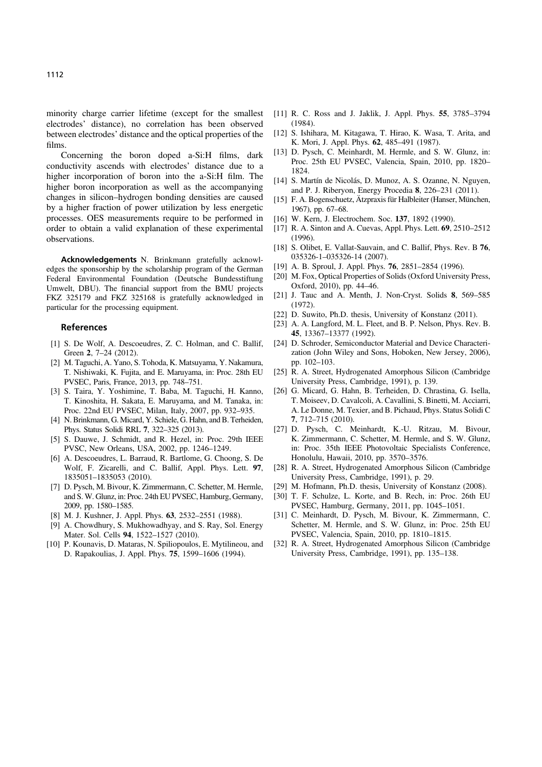minority charge carrier lifetime (except for the smallest electrodes' distance), no correlation has been observed between electrodes' distance and the optical properties of the films.

Concerning the boron doped a-Si:H films, dark conductivity ascends with electrodes' distance due to a higher incorporation of boron into the a-Si:H film. The higher boron incorporation as well as the accompanying changes in silicon–hydrogen bonding densities are caused by a higher fraction of power utilization by less energetic processes. OES measurements require to be performed in order to obtain a valid explanation of these experimental observations.

**Acknowledgements** N. Brinkmann gratefully acknowledges the sponsorship by the scholarship program of the German Federal Environmental Foundation (Deutsche Bundesstiftung Umwelt, DBU). The financial support from the BMU projects FKZ 325179 and FKZ 325168 is gratefully acknowledged in particular for the processing equipment.

## References

[1] S. De Wolf, A. Descoeudres, Z. C. Holman, and C. Ballif, Green **2**, 7–24 (2012).

[2] M. Taguchi, A. Yano, S. Tohoda, K. Matsuyama, Y. Nakamura, T. Nishiwaki, K. Fujita, and E. Maruyama, in: Proc. 28th EU PVSEC, Paris, France, 2013, pp. 748–751.

[3] S. Taira, Y. Yoshimine, T. Baba, M. Taguchi, H. Kanno, T. Kinoshita, H. Sakata, E. Maruyama, and M. Tanaka, in: Proc. 22nd EU PVSEC, Milan, Italy, 2007, pp. 932–935.

[4] N. Brinkmann, G. Micard, Y. Schiele, G. Hahn, and B. Terheiden, Phys. Status Solidi RRL **7**, 322–325 (2013).

[5] S. Dauwe, J. Schmidt, and R. Hezel, in: Proc. 29th IEEE PVSC, New Orleans, USA, 2002, pp. 1246–1249.

[6] A. Descoeudres, L. Barraud, R. Bartlome, G. Choong, S. De Wolf, F. Zicarelli, and C. Ballif, Appl. Phys. Lett. **97**, 1835051–1835053 (2010).

[7] D. Pysch, M. Bivour, K. Zimmermann, C. Schetter, M. Hermle, and S. W. Glunz, in: Proc. 24th EU PVSEC, Hamburg, Germany, 2009, pp. 1580–1585.

[8] M. J. Kushner, J. Appl. Phys. **63**, 2532–2551 (1988).

[9] A. Chowdhury, S. Mukhowadhyay, and S. Ray, Sol. Energy Mater. Sol. Cells **94**, 1522–1527 (2010).

[10] P. Kounavis, D. Mataras, N. Spiliopoulos, E. Mytilineou, and D. Rapakoulias, J. Appl. Phys. **75**, 1599–1606 (1994).

[11] R. C. Ross and J. Jaklik, J. Appl. Phys. **55**, 3785–3794 (1984).

[12] S. Ishihara, M. Kitagawa, T. Hirao, K. Wasa, T. Arita, and K. Mori, J. Appl. Phys. **62**, 485–491 (1987).

[13] D. Pysch, C. Meinhardt, M. Hermle, and S. W. Glunz, in: Proc. 25th EU PVSEC, Valencia, Spain, 2010, pp. 1820–1824.

[14] S. Martín de Nicolás, D. Munoz, A. S. Ozanne, N. Nguyen, and P. J. Riberyon, Energy Procedia **8**, 226–231 (2011).

[15] F. A. Bogenschuetz, Ätzpraxis für Halbleiter (Hanser, München, 1967), pp. 67–68.

[16] W. Kern, J. Electrochem. Soc. **137**, 1892 (1990).

[17] R. A. Sinton and A. Cuevas, Appl. Phys. Lett. **69**, 2510–2512 (1996).

[18] S. Olibet, E. Vallat-Sauvain, and C. Ballif, Phys. Rev. B **76**, 035326-1–035326-14 (2007).

[19] A. B. Sproul, J. Appl. Phys. **76**, 2851–2854 (1996).

[20] M. Fox, Optical Properties of Solids (Oxford University Press, Oxford, 2010), pp. 44–46.

[21] J. Tauc and A. Menth, J. Non-Cryst. Solids **8**, 569–585 (1972).

[22] D. Suwito, Ph.D. thesis, University of Konstanz (2011).

[23] A. A. Langford, M. L. Fleet, and B. P. Nelson, Phys. Rev. B. **45**, 13367–13377 (1992).

[24] D. Schroder, Semiconductor Material and Device Characterization (John Wiley and Sons, Hoboken, New Jersey, 2006), pp. 102–103.

[25] R. A. Street, Hydrogenated Amorphous Silicon (Cambridge University Press, Cambridge, 1991), p. 139.

[26] G. Micard, G. Hahn, B. Terheiden, D. Chrastina, G. Isella, T. Moiseev, D. Cavalcoli, A. Cavallini, S. Binetti, M. Acciarri, A. Le Donne, M. Texier, and B. Pichaud, Phys. Status Solidi C **7**, 712–715 (2010).

[27] D. Pysch, C. Meinhardt, K.-U. Ritzau, M. Bivour, K. Zimmermann, C. Schetter, M. Hermle, and S. W. Glunz, in: Proc. 35th IEEE Photovoltaic Specialists Conference, Honolulu, Hawaii, 2010, pp. 3570–3576.

[28] R. A. Street, Hydrogenated Amorphous Silicon (Cambridge University Press, Cambridge, 1991), p. 29.

[29] M. Hofmann, Ph.D. thesis, University of Konstanz (2008).

[30] T. F. Schulze, L. Korte, and B. Rech, in: Proc. 26th EU PVSEC, Hamburg, Germany, 2011, pp. 1045–1051.

[31] C. Meinhardt, D. Pysch, M. Bivour, K. Zimmermann, C. Schetter, M. Hermle, and S. W. Glunz, in: Proc. 25th EU PVSEC, Valencia, Spain, 2010, pp. 1810–1815.

[32] R. A. Street, Hydrogenated Amorphous Silicon (Cambridge University Press, Cambridge, 1991), pp. 135–138.